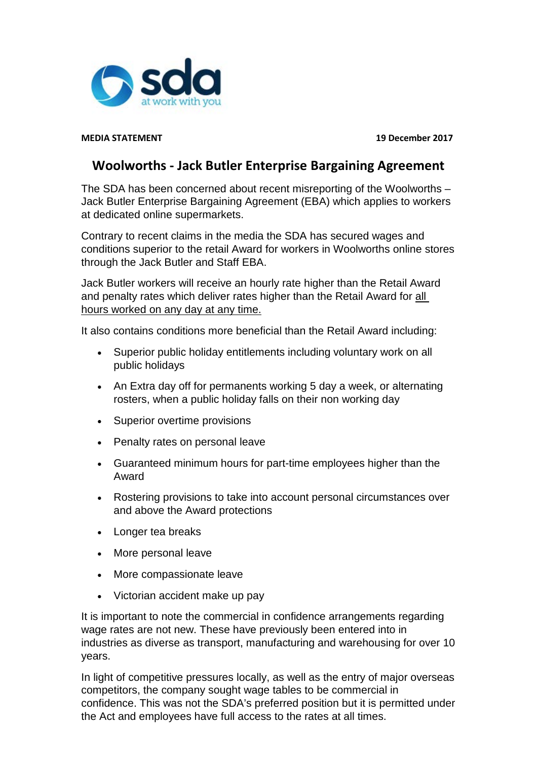**MEDIA STATEMENT** **19 December 2017**

# Woolworths - Jack Butler Enterprise Bargaining Agreement

The SDA has been concerned about recent misreporting of the Woolworths – Jack Butler Enterprise Bargaining Agreement (EBA) which applies to workers at dedicated online supermarkets.

Contrary to recent claims in the media the SDA has secured wages and conditions superior to the retail Award for workers in Woolworths online stores through the Jack Butler and Staff EBA.

Jack Butler workers will receive an hourly rate higher than the Retail Award and penalty rates which deliver rates higher than the Retail Award for <u>all hours worked on any day at any time.</u>

It also contains conditions more beneficial than the Retail Award including:

- Superior public holiday entitlements including voluntary work on all public holidays
- An Extra day off for permanents working 5 day a week, or alternating rosters, when a public holiday falls on their non working day
- Superior overtime provisions
- Penalty rates on personal leave
- Guaranteed minimum hours for part-time employees higher than the Award
- Rostering provisions to take into account personal circumstances over and above the Award protections
- Longer tea breaks
- More personal leave
- More compassionate leave
- Victorian accident make up pay

It is important to note the commercial in confidence arrangements regarding wage rates are not new. These have previously been entered into in industries as diverse as transport, manufacturing and warehousing for over 10 years.

In light of competitive pressures locally, as well as the entry of major overseas competitors, the company sought wage tables to be commercial in confidence. This was not the SDA's preferred position but it is permitted under the Act and employees have full access to the rates at all times.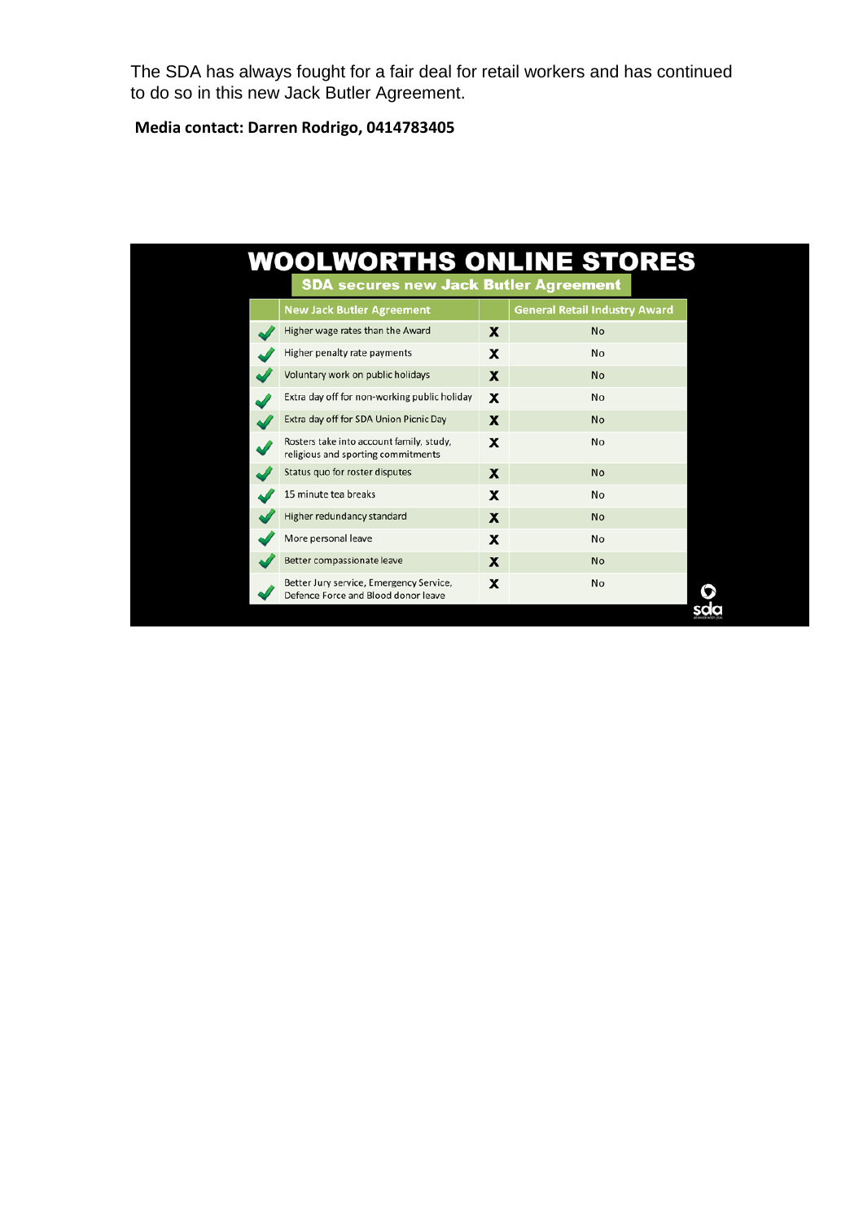The SDA has always fought for a fair deal for retail workers and has continued to do so in this new Jack Butler Agreement.

**Media contact: Darren Rodrigo, 0414783405**

# WOOLWORTHS ONLINE STORES

## SDA secures new Jack Butler Agreement

| | New Jack Butler Agreement | | General Retail Industry Award |
|---|---|---|---|
| ✓ | Higher wage rates than the Award | X | No |
| ✓ | Higher penalty rate payments | X | No |
| ✓ | Voluntary work on public holidays | X | No |
| ✓ | Extra day off for non-working public holiday | X | No |
| ✓ | Extra day off for SDA Union Picnic Day | X | No |
| ✓ | Rosters take into account family, study, religious and sporting commitments | X | No |
| ✓ | Status quo for roster disputes | X | No |
| ✓ | 15 minute tea breaks | X | No |
| ✓ | Higher redundancy standard | X | No |
| ✓ | More personal leave | X | No |
| ✓ | Better compassionate leave | X | No |
| ✓ | Better Jury service, Emergency Service, Defence Force and Blood donor leave | X | No |

sda